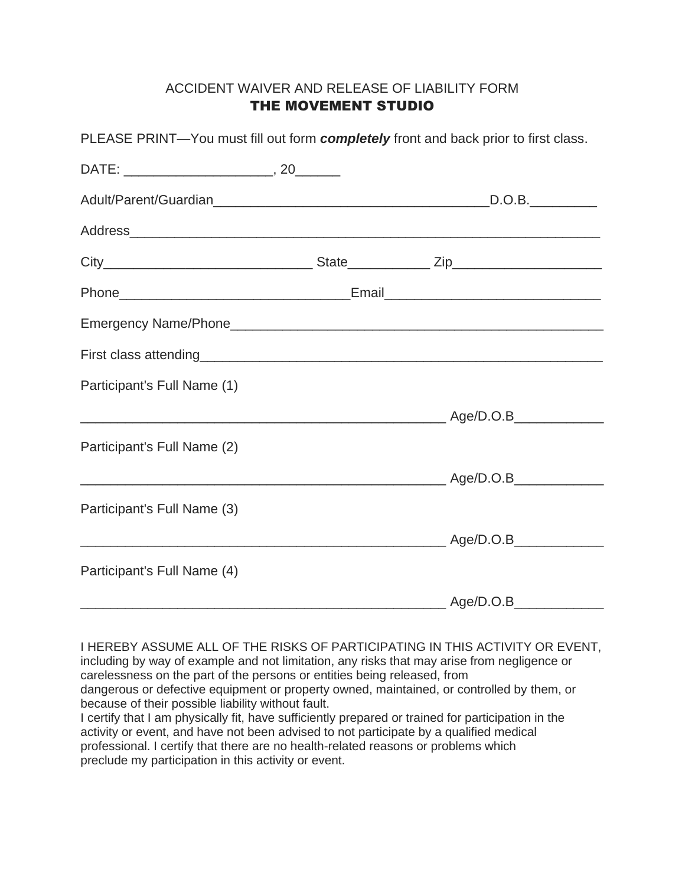ACCIDENT WAIVER AND RELEASE OF LIABILITY FORM

# THE MOVEMENT STUDIO

PLEASE PRINT—You must fill out form ***completely*** front and back prior to first class.

DATE: ____________________, 20______

Adult/Parent/Guardian______________________________________D.O.B._________

Address_________________________________________________________________

City____________________________ State___________ Zip____________________

Phone_______________________________Email_____________________________

Emergency Name/Phone____________________________________________________

First class attending_______________________________________________________

Participant's Full Name (1)

__________________________________________________ Age/D.O.B____________

Participant's Full Name (2)

__________________________________________________ Age/D.O.B____________

Participant's Full Name (3)

__________________________________________________ Age/D.O.B____________

Participant's Full Name (4)

__________________________________________________ Age/D.O.B____________

I HEREBY ASSUME ALL OF THE RISKS OF PARTICIPATING IN THIS ACTIVITY OR EVENT, including by way of example and not limitation, any risks that may arise from negligence or carelessness on the part of the persons or entities being released, from dangerous or defective equipment or property owned, maintained, or controlled by them, or because of their possible liability without fault.
I certify that I am physically fit, have sufficiently prepared or trained for participation in the activity or event, and have not been advised to not participate by a qualified medical professional. I certify that there are no health-related reasons or problems which preclude my participation in this activity or event.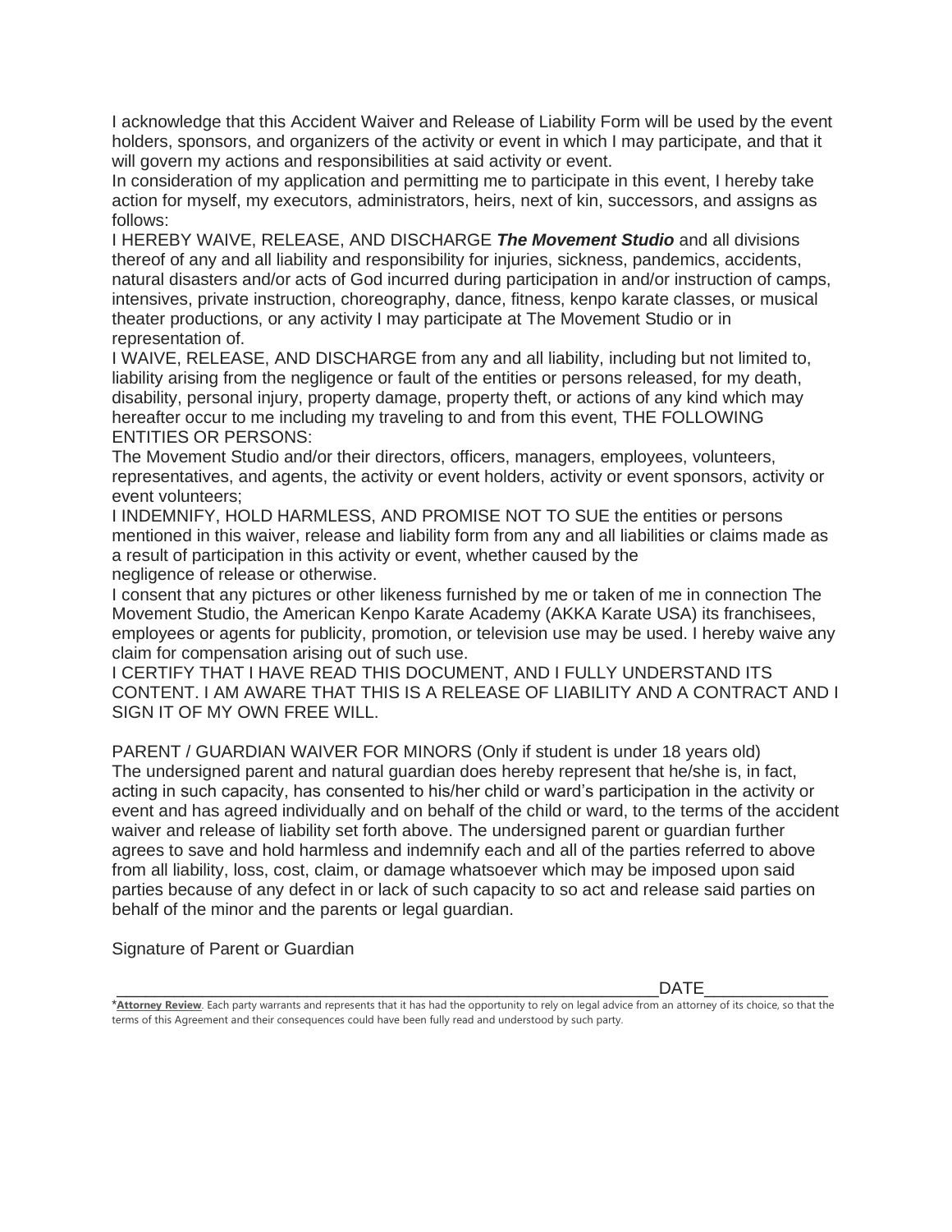I acknowledge that this Accident Waiver and Release of Liability Form will be used by the event holders, sponsors, and organizers of the activity or event in which I may participate, and that it will govern my actions and responsibilities at said activity or event.

In consideration of my application and permitting me to participate in this event, I hereby take action for myself, my executors, administrators, heirs, next of kin, successors, and assigns as follows:

I HEREBY WAIVE, RELEASE, AND DISCHARGE ***The Movement Studio*** and all divisions thereof of any and all liability and responsibility for injuries, sickness, pandemics, accidents, natural disasters and/or acts of God incurred during participation in and/or instruction of camps, intensives, private instruction, choreography, dance, fitness, kenpo karate classes, or musical theater productions, or any activity I may participate at The Movement Studio or in representation of.

I WAIVE, RELEASE, AND DISCHARGE from any and all liability, including but not limited to, liability arising from the negligence or fault of the entities or persons released, for my death, disability, personal injury, property damage, property theft, or actions of any kind which may hereafter occur to me including my traveling to and from this event, THE FOLLOWING ENTITIES OR PERSONS:

The Movement Studio and/or their directors, officers, managers, employees, volunteers, representatives, and agents, the activity or event holders, activity or event sponsors, activity or event volunteers;

I INDEMNIFY, HOLD HARMLESS, AND PROMISE NOT TO SUE the entities or persons mentioned in this waiver, release and liability form from any and all liabilities or claims made as a result of participation in this activity or event, whether caused by the negligence of release or otherwise.

I consent that any pictures or other likeness furnished by me or taken of me in connection The Movement Studio, the American Kenpo Karate Academy (AKKA Karate USA) its franchisees, employees or agents for publicity, promotion, or television use may be used. I hereby waive any claim for compensation arising out of such use.

I CERTIFY THAT I HAVE READ THIS DOCUMENT, AND I FULLY UNDERSTAND ITS CONTENT. I AM AWARE THAT THIS IS A RELEASE OF LIABILITY AND A CONTRACT AND I SIGN IT OF MY OWN FREE WILL.

PARENT / GUARDIAN WAIVER FOR MINORS (Only if student is under 18 years old)
The undersigned parent and natural guardian does hereby represent that he/she is, in fact, acting in such capacity, has consented to his/her child or ward's participation in the activity or event and has agreed individually and on behalf of the child or ward, to the terms of the accident waiver and release of liability set forth above. The undersigned parent or guardian further agrees to save and hold harmless and indemnify each and all of the parties referred to above from all liability, loss, cost, claim, or damage whatsoever which may be imposed upon said parties because of any defect in or lack of such capacity to so act and release said parties on behalf of the minor and the parents or legal guardian.

Signature of Parent or Guardian

______________________________________________________________DATE____________

*<u>**Attorney Review**</u>. Each party warrants and represents that it has had the opportunity to rely on legal advice from an attorney of its choice, so that the terms of this Agreement and their consequences could have been fully read and understood by such party.